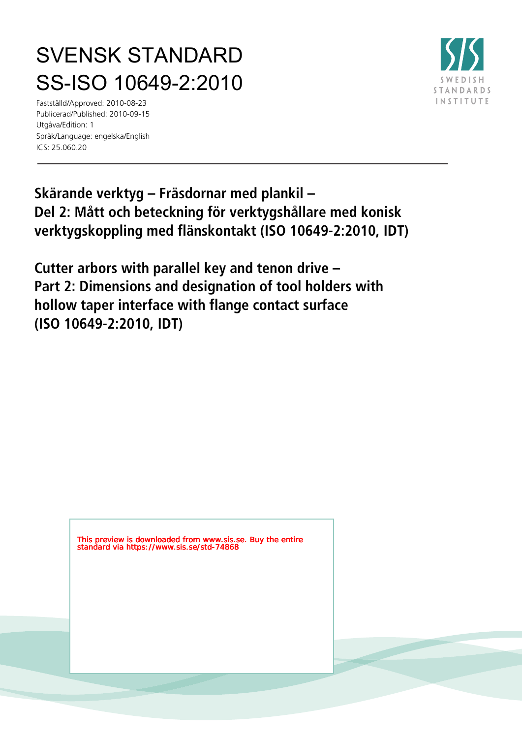# SVENSK STANDARD
# SS-ISO 10649-2:2010

Fastställd/Approved: 2010-08-23
Publicerad/Published: 2010-09-15
Utgåva/Edition: 1
Språk/Language: engelska/English
ICS: 25.060.20

SWEDISH STANDARDS INSTITUTE

## Skärande verktyg – Fräsdornar med plankil – Del 2: Mått och beteckning för verktygshållare med konisk verktygskoppling med flänskontakt (ISO 10649-2:2010, IDT)

## Cutter arbors with parallel key and tenon drive – Part 2: Dimensions and designation of tool holders with hollow taper interface with flange contact surface (ISO 10649-2:2010, IDT)

This preview is downloaded from www.sis.se. Buy the entire standard via https://www.sis.se/std-74868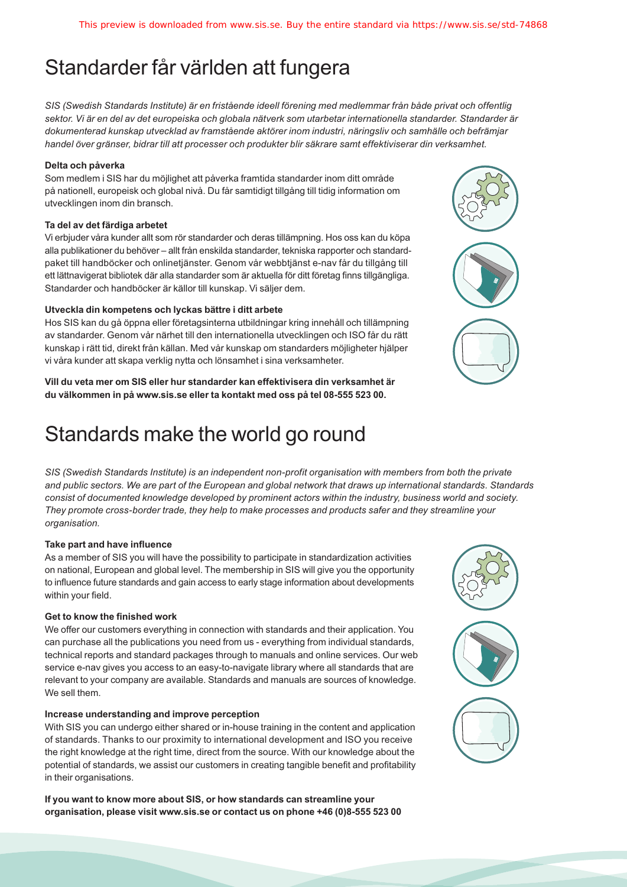# Standarder får världen att fungera

*SIS (Swedish Standards Institute) är en fristående ideell förening med medlemmar från både privat och offentlig sektor. Vi är en del av det europeiska och globala nätverk som utarbetar internationella standarder. Standarder är dokumenterad kunskap utvecklad av framstående aktörer inom industri, näringsliv och samhälle och befrämjar handel över gränser, bidrar till att processer och produkter blir säkrare samt effektiviserar din verksamhet.*

**Delta och påverka**

Som medlem i SIS har du möjlighet att påverka framtida standarder inom ditt område på nationell, europeisk och global nivå. Du får samtidigt tillgång till tidig information om utvecklingen inom din bransch.

**Ta del av det färdiga arbetet**

Vi erbjuder våra kunder allt som rör standarder och deras tillämpning. Hos oss kan du köpa alla publikationer du behöver – allt från enskilda standarder, tekniska rapporter och standardpaket till handböcker och onlinetjänster. Genom vår webbtjänst e-nav får du tillgång till ett lättnavigerat bibliotek där alla standarder som är aktuella för ditt företag finns tillgängliga. Standarder och handböcker är källor till kunskap. Vi säljer dem.

**Utveckla din kompetens och lyckas bättre i ditt arbete**

Hos SIS kan du gå öppna eller företagsinterna utbildningar kring innehåll och tillämpning av standarder. Genom vår närhet till den internationella utvecklingen och ISO får du rätt kunskap i rätt tid, direkt från källan. Med vår kunskap om standarders möjligheter hjälper vi våra kunder att skapa verklig nytta och lönsamhet i sina verksamheter.

**Vill du veta mer om SIS eller hur standarder kan effektivisera din verksamhet är du välkommen in på www.sis.se eller ta kontakt med oss på tel 08-555 523 00.**

# Standards make the world go round

*SIS (Swedish Standards Institute) is an independent non-profit organisation with members from both the private and public sectors. We are part of the European and global network that draws up international standards. Standards consist of documented knowledge developed by prominent actors within the industry, business world and society. They promote cross-border trade, they help to make processes and products safer and they streamline your organisation.*

**Take part and have influence**

As a member of SIS you will have the possibility to participate in standardization activities on national, European and global level. The membership in SIS will give you the opportunity to influence future standards and gain access to early stage information about developments within your field.

**Get to know the finished work**

We offer our customers everything in connection with standards and their application. You can purchase all the publications you need from us - everything from individual standards, technical reports and standard packages through to manuals and online services. Our web service e-nav gives you access to an easy-to-navigate library where all standards that are relevant to your company are available. Standards and manuals are sources of knowledge. We sell them.

**Increase understanding and improve perception**

With SIS you can undergo either shared or in-house training in the content and application of standards. Thanks to our proximity to international development and ISO you receive the right knowledge at the right time, direct from the source. With our knowledge about the potential of standards, we assist our customers in creating tangible benefit and profitability in their organisations.

**If you want to know more about SIS, or how standards can streamline your organisation, please visit www.sis.se or contact us on phone +46 (0)8-555 523 00**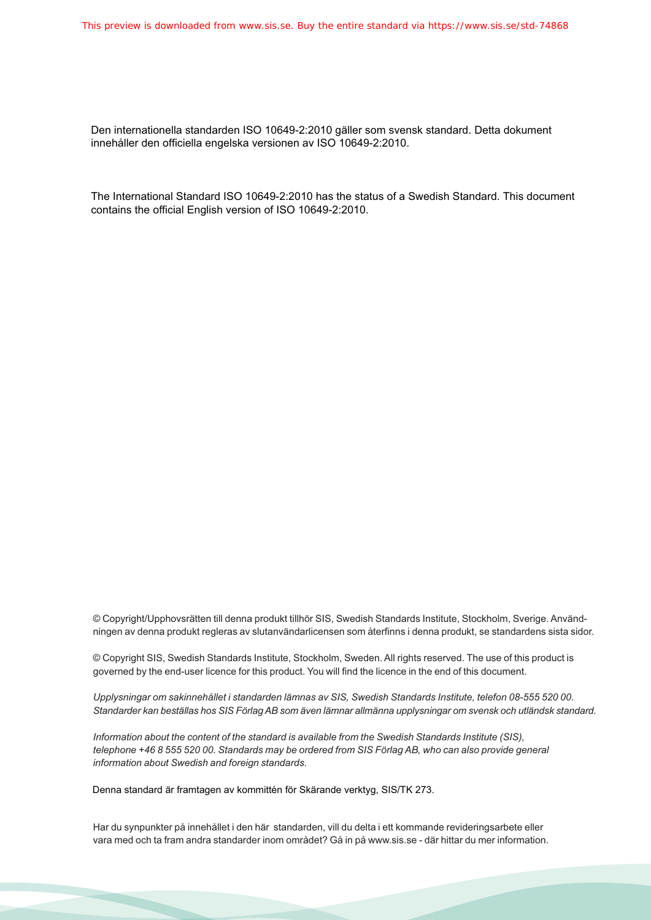Den internationella standarden ISO 10649-2:2010 gäller som svensk standard. Detta dokument innehåller den officiella engelska versionen av ISO 10649-2:2010.

The International Standard ISO 10649-2:2010 has the status of a Swedish Standard. This document contains the official English version of ISO 10649-2:2010.

© Copyright/Upphovsrätten till denna produkt tillhör SIS, Swedish Standards Institute, Stockholm, Sverige. Användningen av denna produkt regleras av slutanvändarlicensen som återfinns i denna produkt, se standardens sista sidor.

© Copyright SIS, Swedish Standards Institute, Stockholm, Sweden. All rights reserved. The use of this product is governed by the end-user licence for this product. You will find the licence in the end of this document.

*Upplysningar om sakinnehållet i standarden lämnas av SIS, Swedish Standards Institute, telefon 08-555 520 00. Standarder kan beställas hos SIS Förlag AB som även lämnar allmänna upplysningar om svensk och utländsk standard.*

*Information about the content of the standard is available from the Swedish Standards Institute (SIS), telephone +46 8 555 520 00. Standards may be ordered from SIS Förlag AB, who can also provide general information about Swedish and foreign standards.*

Denna standard är framtagen av kommittén för Skärande verktyg, SIS/TK 273.

Har du synpunkter på innehållet i den här standarden, vill du delta i ett kommande revideringsarbete eller vara med och ta fram andra standarder inom området? Gå in på www.sis.se - där hittar du mer information.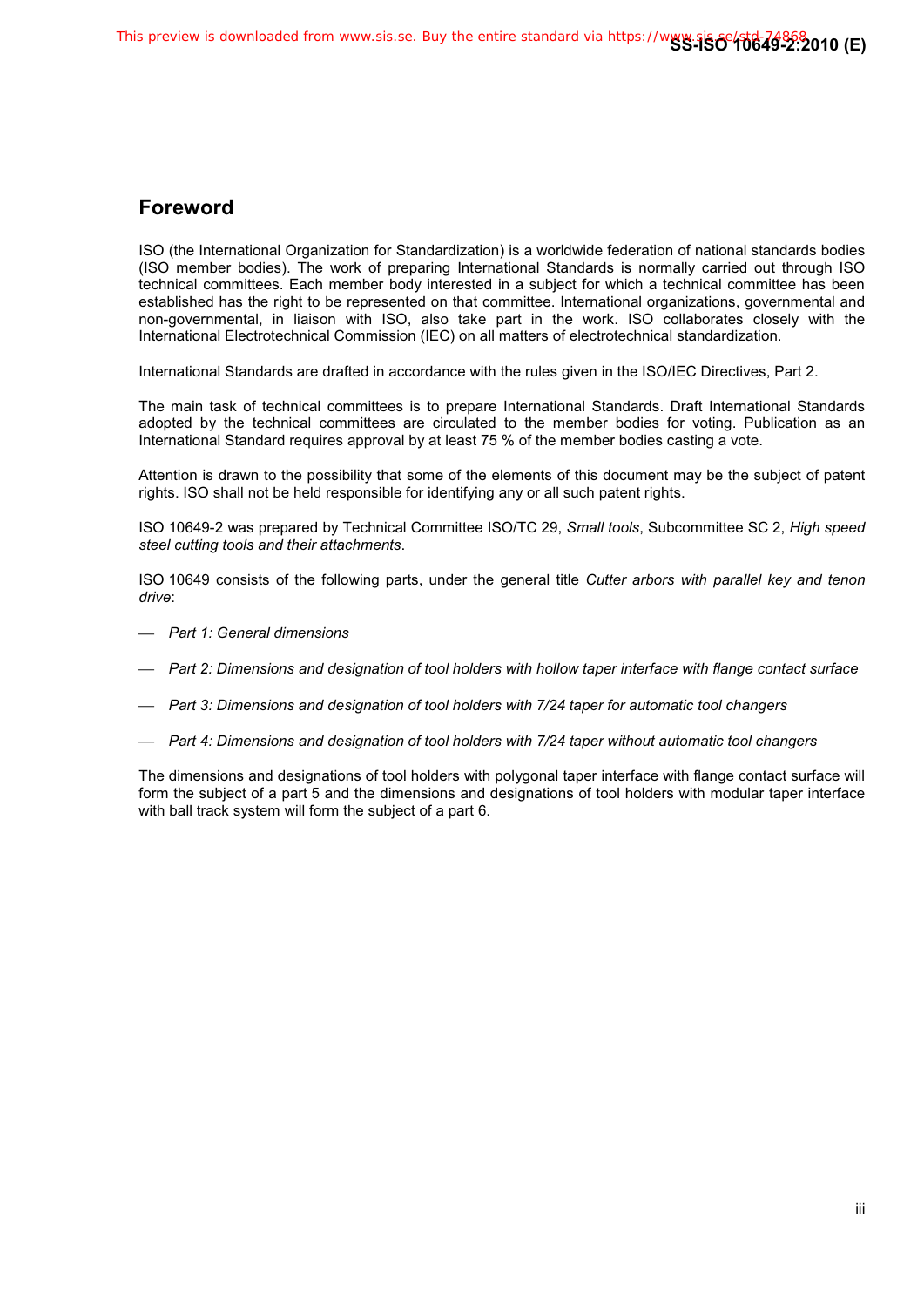## Foreword

ISO (the International Organization for Standardization) is a worldwide federation of national standards bodies (ISO member bodies). The work of preparing International Standards is normally carried out through ISO technical committees. Each member body interested in a subject for which a technical committee has been established has the right to be represented on that committee. International organizations, governmental and non-governmental, in liaison with ISO, also take part in the work. ISO collaborates closely with the International Electrotechnical Commission (IEC) on all matters of electrotechnical standardization.

International Standards are drafted in accordance with the rules given in the ISO/IEC Directives, Part 2.

The main task of technical committees is to prepare International Standards. Draft International Standards adopted by the technical committees are circulated to the member bodies for voting. Publication as an International Standard requires approval by at least 75 % of the member bodies casting a vote.

Attention is drawn to the possibility that some of the elements of this document may be the subject of patent rights. ISO shall not be held responsible for identifying any or all such patent rights.

ISO 10649-2 was prepared by Technical Committee ISO/TC 29, *Small tools*, Subcommittee SC 2, *High speed steel cutting tools and their attachments*.

ISO 10649 consists of the following parts, under the general title *Cutter arbors with parallel key and tenon drive*:

- *Part 1: General dimensions*
- *Part 2: Dimensions and designation of tool holders with hollow taper interface with flange contact surface*
- *Part 3: Dimensions and designation of tool holders with 7/24 taper for automatic tool changers*
- *Part 4: Dimensions and designation of tool holders with 7/24 taper without automatic tool changers*

The dimensions and designations of tool holders with polygonal taper interface with flange contact surface will form the subject of a part 5 and the dimensions and designations of tool holders with modular taper interface with ball track system will form the subject of a part 6.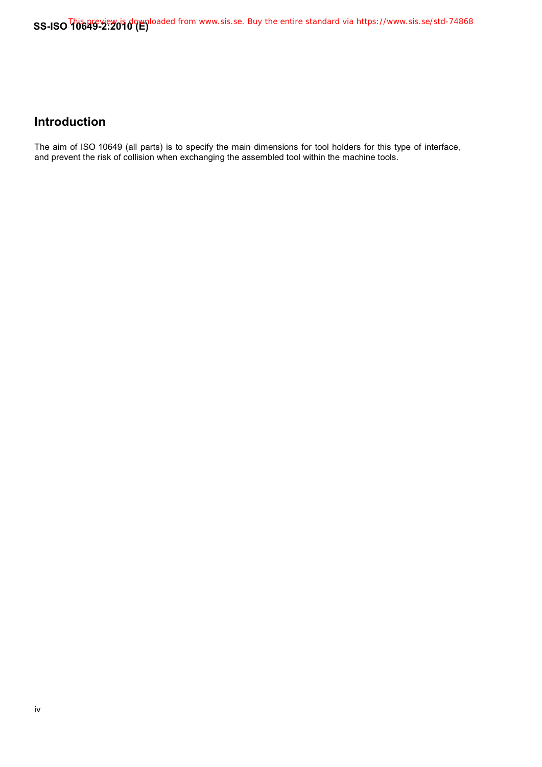## Introduction

The aim of ISO 10649 (all parts) is to specify the main dimensions for tool holders for this type of interface, and prevent the risk of collision when exchanging the assembled tool within the machine tools.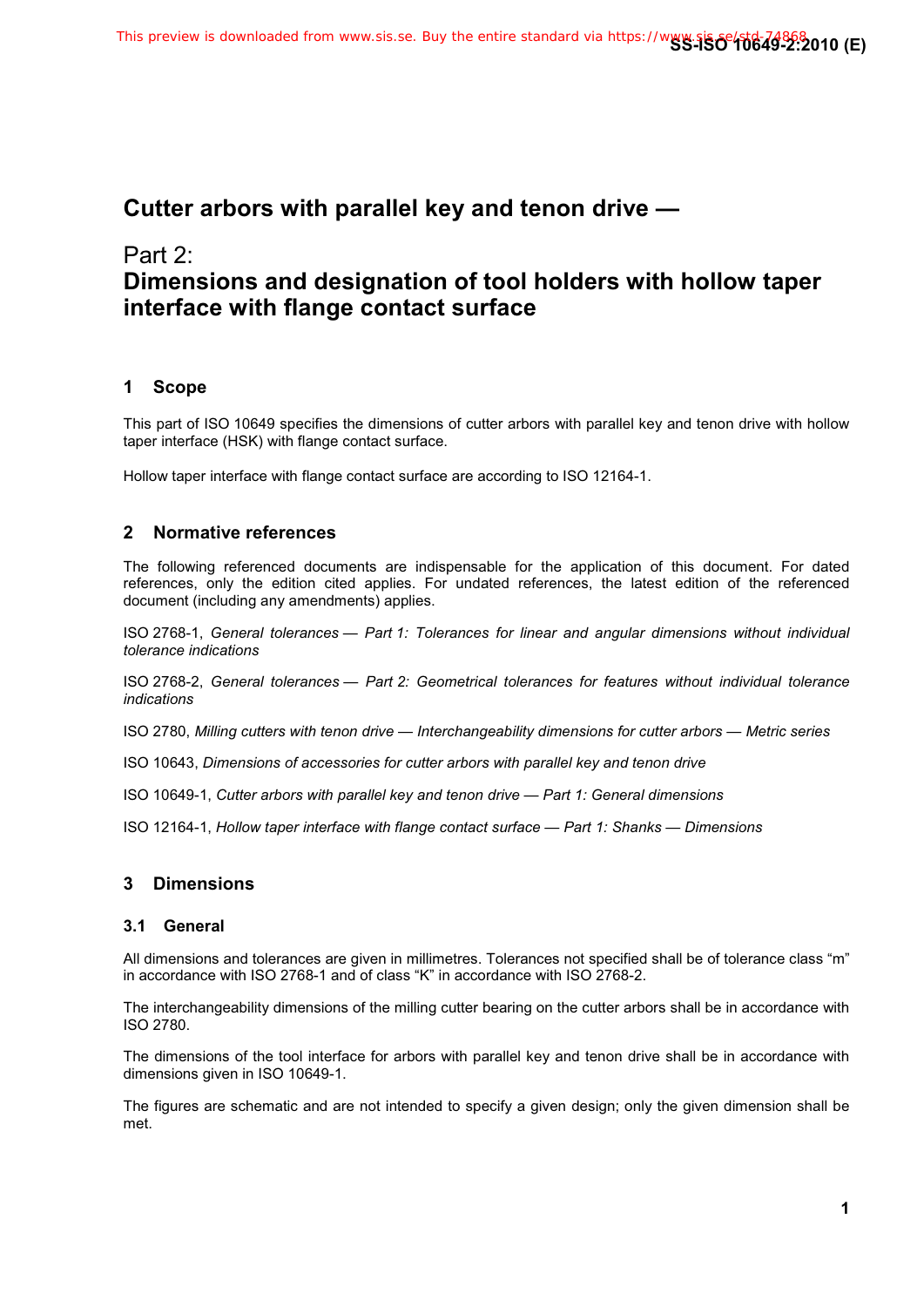# Cutter arbors with parallel key and tenon drive —

## Part 2:
## Dimensions and designation of tool holders with hollow taper interface with flange contact surface

## 1 Scope

This part of ISO 10649 specifies the dimensions of cutter arbors with parallel key and tenon drive with hollow taper interface (HSK) with flange contact surface.

Hollow taper interface with flange contact surface are according to ISO 12164-1.

## 2 Normative references

The following referenced documents are indispensable for the application of this document. For dated references, only the edition cited applies. For undated references, the latest edition of the referenced document (including any amendments) applies.

ISO 2768-1, *General tolerances — Part 1: Tolerances for linear and angular dimensions without individual tolerance indications*

ISO 2768-2, *General tolerances — Part 2: Geometrical tolerances for features without individual tolerance indications*

ISO 2780, *Milling cutters with tenon drive — Interchangeability dimensions for cutter arbors — Metric series*

ISO 10643, *Dimensions of accessories for cutter arbors with parallel key and tenon drive*

ISO 10649-1, *Cutter arbors with parallel key and tenon drive — Part 1: General dimensions*

ISO 12164-1, *Hollow taper interface with flange contact surface — Part 1: Shanks — Dimensions*

## 3 Dimensions

### 3.1 General

All dimensions and tolerances are given in millimetres. Tolerances not specified shall be of tolerance class “m” in accordance with ISO 2768-1 and of class “K” in accordance with ISO 2768-2.

The interchangeability dimensions of the milling cutter bearing on the cutter arbors shall be in accordance with ISO 2780.

The dimensions of the tool interface for arbors with parallel key and tenon drive shall be in accordance with dimensions given in ISO 10649-1.

The figures are schematic and are not intended to specify a given design; only the given dimension shall be met.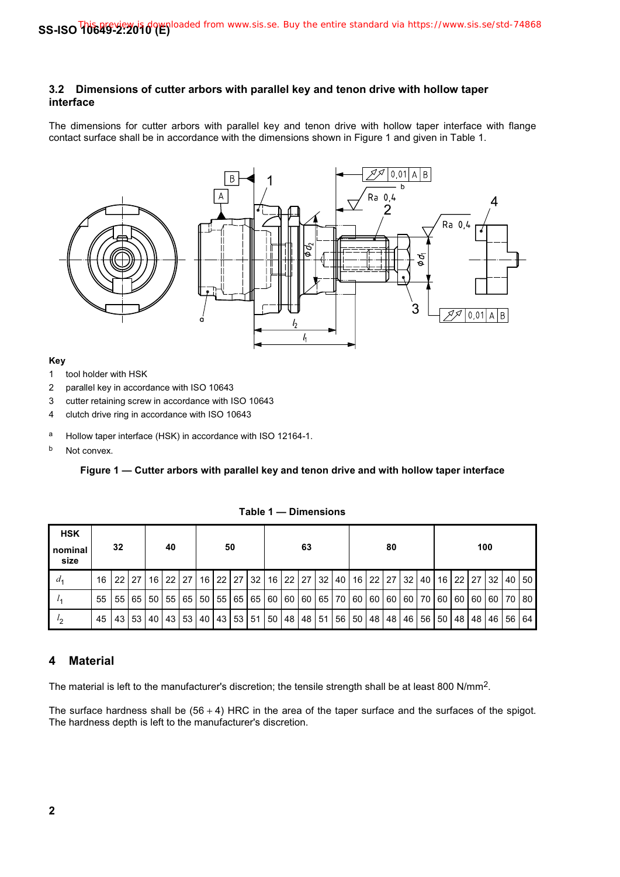### 3.2 Dimensions of cutter arbors with parallel key and tenon drive with hollow taper interface

The dimensions for cutter arbors with parallel key and tenon drive with hollow taper interface with flange contact surface shall be in accordance with the dimensions shown in Figure 1 and given in Table 1.

**Key**

1 tool holder with HSK

2 parallel key in accordance with ISO 10643

3 cutter retaining screw in accordance with ISO 10643

4 clutch drive ring in accordance with ISO 10643

[a] Hollow taper interface (HSK) in accordance with ISO 12164-1.

[b] Not convex.

**Figure 1 — Cutter arbors with parallel key and tenon drive and with hollow taper interface**

**Table 1 — Dimensions**

| HSK nominal size | 32 | | | 40 | | | 50 | | | | 63 | | | | | 80 | | | | | 100 | | | | | |
|---|---|---|---|---|---|---|---|---|---|---|---|---|---|---|---|---|---|---|---|---|---|---|---|---|---|---|
| $d_1$ | 16 | 22 | 27 | 16 | 22 | 27 | 16 | 22 | 27 | 32 | 16 | 22 | 27 | 32 | 40 | 16 | 22 | 27 | 32 | 40 | 16 | 22 | 27 | 32 | 40 | 50 |
| $l_1$ | 55 | 55 | 65 | 50 | 55 | 65 | 50 | 55 | 65 | 65 | 60 | 60 | 60 | 65 | 70 | 60 | 60 | 60 | 60 | 70 | 60 | 60 | 60 | 60 | 70 | 80 |
| $l_2$ | 45 | 43 | 53 | 40 | 43 | 53 | 40 | 43 | 53 | 51 | 50 | 48 | 48 | 51 | 56 | 50 | 48 | 48 | 46 | 56 | 50 | 48 | 48 | 46 | 56 | 64 |

## 4 Material

The material is left to the manufacturer's discretion; the tensile strength shall be at least 800 N/mm$^2$.

The surface hardness shall be (56 + 4) HRC in the area of the taper surface and the surfaces of the spigot. The hardness depth is left to the manufacturer's discretion.